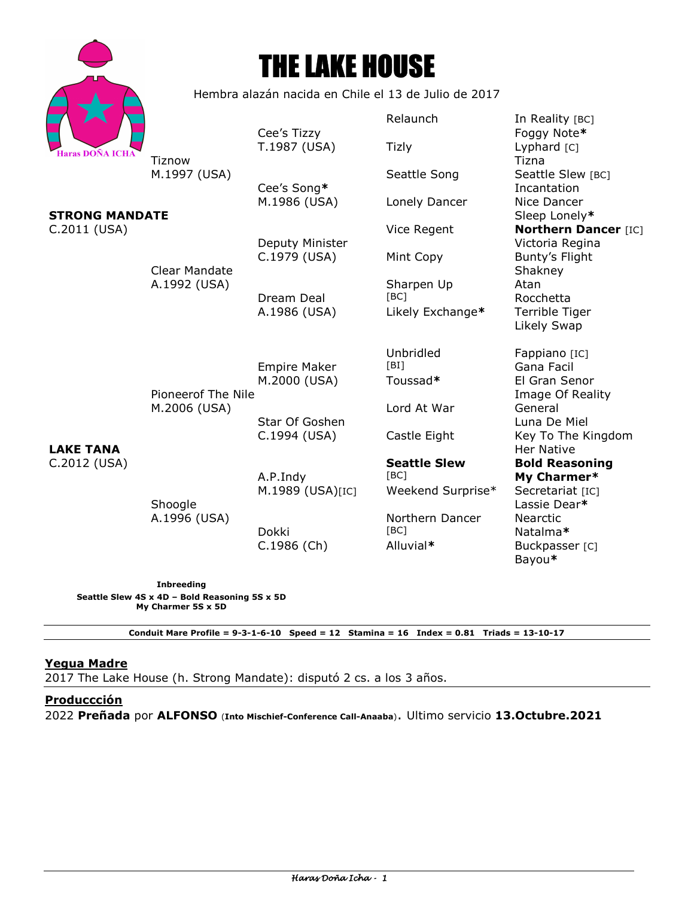# THE LAKE HOUSE

Hembra alazán nacida en Chile el 13 de Julio de 2017

Haras DOÑA ICHA

| | | | | |
|---|---|---|---|---|
| **STRONG MANDATE** C.2011 (USA) | Tiznow M.1997 (USA) | Cee's Tizzy T.1987 (USA) | Relaunch | In Reality [BC] |
| | | | | Foggy Note* |
| | | | Tizly | Lyphard [C] |
| | | | | Tizna |
| | | Cee's Song* M.1986 (USA) | Seattle Song | Seattle Slew [BC] |
| | | | | Incantation |
| | | | Lonely Dancer | Nice Dancer |
| | | | | Sleep Lonely* |
| | Clear Mandate A.1992 (USA) | Deputy Minister C.1979 (USA) | Vice Regent | **Northern Dancer** [IC] |
| | | | | Victoria Regina |
| | | | Mint Copy | Bunty's Flight |
| | | | | Shakney |
| | | Dream Deal A.1986 (USA) | Sharpen Up [BC] | Atan |
| | | | | Rocchetta |
| | | | Likely Exchange* | Terrible Tiger |
| | | | | Likely Swap |
| **LAKE TANA** C.2012 (USA) | Pioneerof The Nile M.2006 (USA) | Empire Maker M.2000 (USA) | Unbridled [BI] | Fappiano [IC] |
| | | | | Gana Facil |
| | | | Toussad* | El Gran Senor |
| | | | | Image Of Reality |
| | | Star Of Goshen C.1994 (USA) | Lord At War | General |
| | | | | Luna De Miel |
| | | | Castle Eight | Key To The Kingdom |
| | | | | Her Native |
| | Shoogle A.1996 (USA) | A.P.Indy M.1989 (USA)[IC] | **Seattle Slew** [BC] | **Bold Reasoning** |
| | | | | **My Charmer*** |
| | | | Weekend Surprise* | Secretariat [IC] |
| | | | | Lassie Dear* |
| | | Dokki C.1986 (Ch) | Northern Dancer [BC] | Nearctic |
| | | | | Natalma* |
| | | | Alluvial* | Buckpasser [C] |
| | | | | Bayou* |

**Inbreeding**
**Seattle Slew 4S x 4D – Bold Reasoning 5S x 5D**
**My Charmer 5S x 5D**

**Conduit Mare Profile = 9-3-1-6-10 Speed = 12 Stamina = 16 Index = 0.81 Triads = 13-10-17**

## Yegua Madre

2017 The Lake House (h. Strong Mandate): disputó 2 cs. a los 3 años.

## Produccción

2022 **Preñada** por **ALFONSO** (**Into Mischief-Conference Call-Anaaba**). Ultimo servicio **13.Octubre.2021**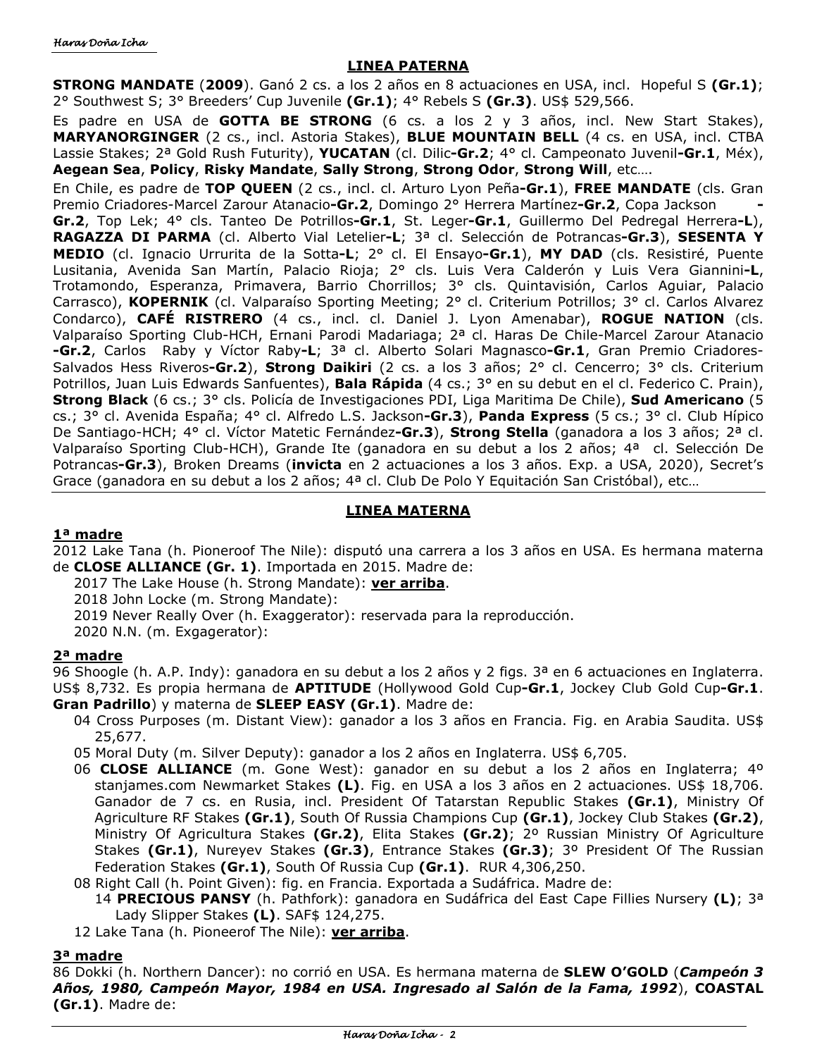## LINEA PATERNA

**STRONG MANDATE** (**2009**). Ganó 2 cs. a los 2 años en 8 actuaciones en USA, incl. Hopeful S **(Gr.1)**; 2° Southwest S; 3° Breeders' Cup Juvenile **(Gr.1)**; 4° Rebels S **(Gr.3)**. US$ 529,566.

Es padre en USA de **GOTTA BE STRONG** (6 cs. a los 2 y 3 años, incl. New Start Stakes), **MARYANORGINGER** (2 cs., incl. Astoria Stakes), **BLUE MOUNTAIN BELL** (4 cs. en USA, incl. CTBA Lassie Stakes; 2ª Gold Rush Futurity), **YUCATAN** (cl. Dilic**-Gr.2**; 4° cl. Campeonato Juvenil**-Gr.1**, Méx), **Aegean Sea**, **Policy**, **Risky Mandate**, **Sally Strong**, **Strong Odor**, **Strong Will**, etc….

En Chile, es padre de **TOP QUEEN** (2 cs., incl. cl. Arturo Lyon Peña**-Gr.1**), **FREE MANDATE** (cls. Gran Premio Criadores-Marcel Zarour Atanacio**-Gr.2**, Domingo 2° Herrera Martínez**-Gr.2**, Copa Jackson **-Gr.2**, Top Lek; 4° cls. Tanteo De Potrillos**-Gr.1**, St. Leger**-Gr.1**, Guillermo Del Pedregal Herrera**-L**), **RAGAZZA DI PARMA** (cl. Alberto Vial Letelier**-L**; 3ª cl. Selección de Potrancas**-Gr.3**), **SESENTA Y MEDIO** (cl. Ignacio Urrurita de la Sotta**-L**; 2° cl. El Ensayo**-Gr.1**), **MY DAD** (cls. Resistiré, Puente Lusitania, Avenida San Martín, Palacio Rioja; 2° cls. Luis Vera Calderón y Luis Vera Giannini**-L**, Trotamondo, Esperanza, Primavera, Barrio Chorrillos; 3° cls. Quintavisión, Carlos Aguiar, Palacio Carrasco), **KOPERNIK** (cl. Valparaíso Sporting Meeting; 2° cl. Criterium Potrillos; 3° cl. Carlos Alvarez Condarco), **CAFÉ RISTRERO** (4 cs., incl. cl. Daniel J. Lyon Amenabar), **ROGUE NATION** (cls. Valparaíso Sporting Club-HCH, Ernani Parodi Madariaga; 2ª cl. Haras De Chile-Marcel Zarour Atanacio **-Gr.2**, Carlos Raby y Víctor Raby**-L**; 3ª cl. Alberto Solari Magnasco**-Gr.1**, Gran Premio Criadores-Salvados Hess Riveros**-Gr.2**), **Strong Daikiri** (2 cs. a los 3 años; 2° cl. Cencerro; 3° cls. Criterium Potrillos, Juan Luis Edwards Sanfuentes), **Bala Rápida** (4 cs.; 3° en su debut en el cl. Federico C. Prain), **Strong Black** (6 cs.; 3° cls. Policía de Investigaciones PDI, Liga Maritima De Chile), **Sud Americano** (5 cs.; 3° cl. Avenida España; 4° cl. Alfredo L.S. Jackson**-Gr.3**), **Panda Express** (5 cs.; 3° cl. Club Hípico De Santiago-HCH; 4° cl. Víctor Matetic Fernández**-Gr.3**), **Strong Stella** (ganadora a los 3 años; 2ª cl. Valparaíso Sporting Club-HCH), Grande Ite (ganadora en su debut a los 2 años; 4ª cl. Selección De Potrancas**-Gr.3**), Broken Dreams (**invicta** en 2 actuaciones a los 3 años. Exp. a USA, 2020), Secret's Grace (ganadora en su debut a los 2 años; 4ª cl. Club De Polo Y Equitación San Cristóbal), etc…

## LINEA MATERNA

### 1ª madre

2012 Lake Tana (h. Pioneroof The Nile): disputó una carrera a los 3 años en USA. Es hermana materna de **CLOSE ALLIANCE (Gr. 1)**. Importada en 2015. Madre de:

- 2017 The Lake House (h. Strong Mandate): **ver arriba**.
- 2018 John Locke (m. Strong Mandate):
- 2019 Never Really Over (h. Exaggerator): reservada para la reproducción.
- 2020 N.N. (m. Exgagerator):

### 2ª madre

96 Shoogle (h. A.P. Indy): ganadora en su debut a los 2 años y 2 figs. 3ª en 6 actuaciones en Inglaterra. US$ 8,732. Es propia hermana de **APTITUDE** (Hollywood Gold Cup**-Gr.1**, Jockey Club Gold Cup**-Gr.1**. **Gran Padrillo**) y materna de **SLEEP EASY (Gr.1)**. Madre de:

- 04 Cross Purposes (m. Distant View): ganador a los 3 años en Francia. Fig. en Arabia Saudita. US$ 25,677.
- 05 Moral Duty (m. Silver Deputy): ganador a los 2 años en Inglaterra. US$ 6,705.
- 06 **CLOSE ALLIANCE** (m. Gone West): ganador en su debut a los 2 años en Inglaterra; 4º stanjames.com Newmarket Stakes **(L)**. Fig. en USA a los 3 años en 2 actuaciones. US$ 18,706. Ganador de 7 cs. en Rusia, incl. President Of Tatarstan Republic Stakes **(Gr.1)**, Ministry Of Agriculture RF Stakes **(Gr.1)**, South Of Russia Champions Cup **(Gr.1)**, Jockey Club Stakes **(Gr.2)**, Ministry Of Agricultura Stakes **(Gr.2)**, Elita Stakes **(Gr.2)**; 2º Russian Ministry Of Agriculture Stakes **(Gr.1)**, Nureyev Stakes **(Gr.3)**, Entrance Stakes **(Gr.3)**; 3º President Of The Russian Federation Stakes **(Gr.1)**, South Of Russia Cup **(Gr.1)**. RUR 4,306,250.
- 08 Right Call (h. Point Given): fig. en Francia. Exportada a Sudáfrica. Madre de:
  - 14 **PRECIOUS PANSY** (h. Pathfork): ganadora en Sudáfrica del East Cape Fillies Nursery **(L)**; 3ª Lady Slipper Stakes **(L)**. SAF$ 124,275.
- 12 Lake Tana (h. Pioneerof The Nile): **ver arriba**.

### 3ª madre

86 Dokki (h. Northern Dancer): no corrió en USA. Es hermana materna de **SLEW O'GOLD** (***Campeón 3 Años, 1980, Campeón Mayor, 1984 en USA. Ingresado al Salón de la Fama, 1992***), **COASTAL (Gr.1)**. Madre de: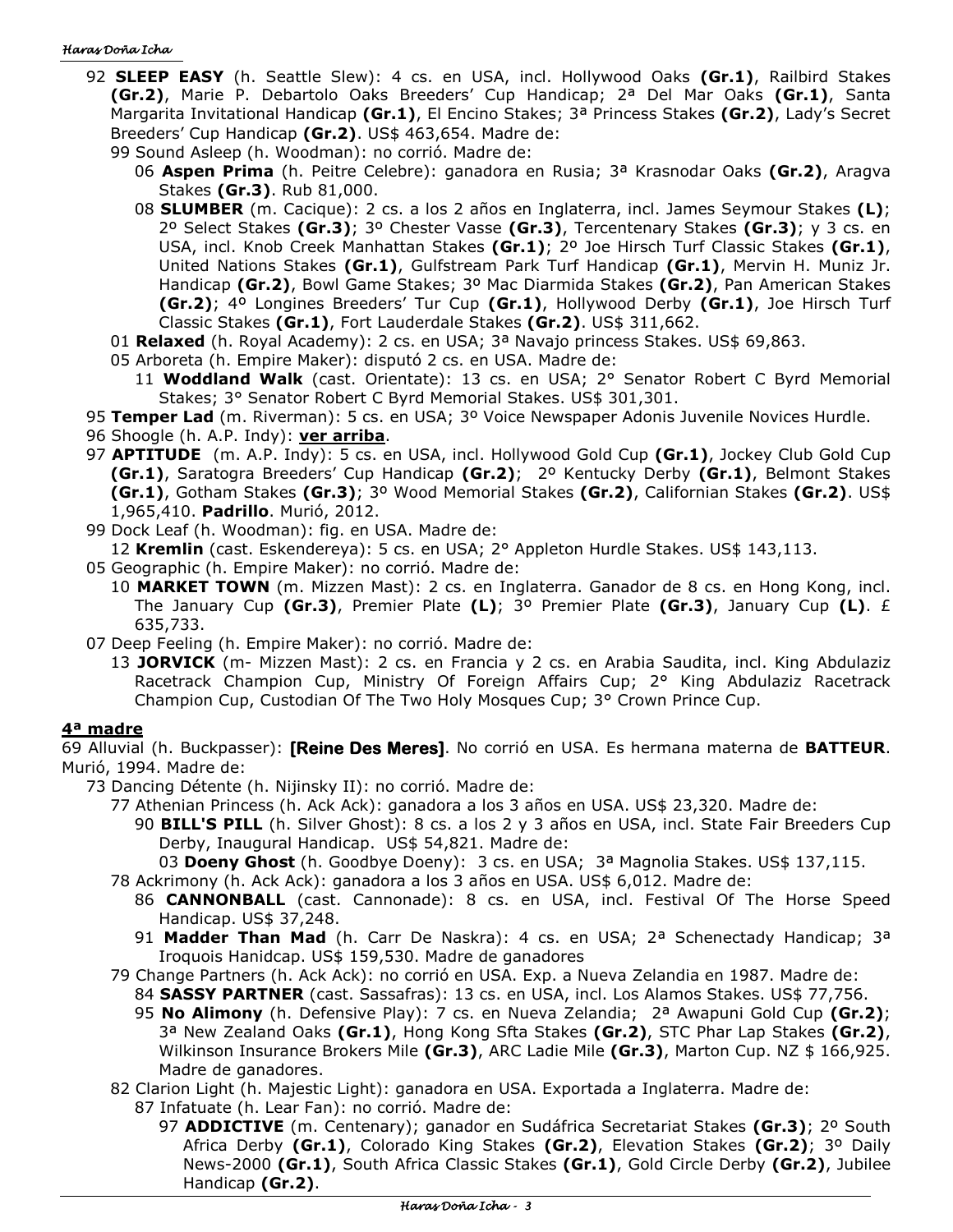92 **SLEEP EASY** (h. Seattle Slew): 4 cs. en USA, incl. Hollywood Oaks **(Gr.1)**, Railbird Stakes **(Gr.2)**, Marie P. Debartolo Oaks Breeders' Cup Handicap; 2ª Del Mar Oaks **(Gr.1)**, Santa Margarita Invitational Handicap **(Gr.1)**, El Encino Stakes; 3ª Princess Stakes **(Gr.2)**, Lady's Secret Breeders' Cup Handicap **(Gr.2)**. US$ 463,654. Madre de:

- 99 Sound Asleep (h. Woodman): no corrió. Madre de:
  - 06 **Aspen Prima** (h. Peitre Celebre): ganadora en Rusia; 3ª Krasnodar Oaks **(Gr.2)**, Aragva Stakes **(Gr.3)**. Rub 81,000.
  - 08 **SLUMBER** (m. Cacique): 2 cs. a los 2 años en Inglaterra, incl. James Seymour Stakes **(L)**; 2º Select Stakes **(Gr.3)**; 3º Chester Vasse **(Gr.3)**, Tercentenary Stakes **(Gr.3)**; y 3 cs. en USA, incl. Knob Creek Manhattan Stakes **(Gr.1)**; 2º Joe Hirsch Turf Classic Stakes **(Gr.1)**, United Nations Stakes **(Gr.1)**, Gulfstream Park Turf Handicap **(Gr.1)**, Mervin H. Muniz Jr. Handicap **(Gr.2)**, Bowl Game Stakes; 3º Mac Diarmida Stakes **(Gr.2)**, Pan American Stakes **(Gr.2)**; 4º Longines Breeders' Tur Cup **(Gr.1)**, Hollywood Derby **(Gr.1)**, Joe Hirsch Turf Classic Stakes **(Gr.1)**, Fort Lauderdale Stakes **(Gr.2)**. US$ 311,662.
- 01 **Relaxed** (h. Royal Academy): 2 cs. en USA; 3ª Navajo princess Stakes. US$ 69,863.
- 05 Arboreta (h. Empire Maker): disputó 2 cs. en USA. Madre de:
  - 11 **Woddland Walk** (cast. Orientate): 13 cs. en USA; 2° Senator Robert C Byrd Memorial Stakes; 3° Senator Robert C Byrd Memorial Stakes. US$ 301,301.

95 **Temper Lad** (m. Riverman): 5 cs. en USA; 3º Voice Newspaper Adonis Juvenile Novices Hurdle.

96 Shoogle (h. A.P. Indy): **ver arriba**.

97 **APTITUDE** (m. A.P. Indy): 5 cs. en USA, incl. Hollywood Gold Cup **(Gr.1)**, Jockey Club Gold Cup **(Gr.1)**, Saratogra Breeders' Cup Handicap **(Gr.2)**; 2º Kentucky Derby **(Gr.1)**, Belmont Stakes **(Gr.1)**, Gotham Stakes **(Gr.3)**; 3º Wood Memorial Stakes **(Gr.2)**, Californian Stakes **(Gr.2)**. US$ 1,965,410. **Padrillo**. Murió, 2012.

99 Dock Leaf (h. Woodman): fig. en USA. Madre de:

- 12 **Kremlin** (cast. Eskendereya): 5 cs. en USA; 2° Appleton Hurdle Stakes. US$ 143,113.

05 Geographic (h. Empire Maker): no corrió. Madre de:

- 10 **MARKET TOWN** (m. Mizzen Mast): 2 cs. en Inglaterra. Ganador de 8 cs. en Hong Kong, incl. The January Cup **(Gr.3)**, Premier Plate **(L)**; 3º Premier Plate **(Gr.3)**, January Cup **(L)**. £ 635,733.

07 Deep Feeling (h. Empire Maker): no corrió. Madre de:

- 13 **JORVICK** (m- Mizzen Mast): 2 cs. en Francia y 2 cs. en Arabia Saudita, incl. King Abdulaziz Racetrack Champion Cup, Ministry Of Foreign Affairs Cup; 2° King Abdulaziz Racetrack Champion Cup, Custodian Of The Two Holy Mosques Cup; 3° Crown Prince Cup.

## 4ª madre

69 Alluvial (h. Buckpasser): **[Reine Des Meres]**. No corrió en USA. Es hermana materna de **BATTEUR**. Murió, 1994. Madre de:

- 73 Dancing Détente (h. Nijinsky II): no corrió. Madre de:
  - 77 Athenian Princess (h. Ack Ack): ganadora a los 3 años en USA. US$ 23,320. Madre de:
    - 90 **BILL'S PILL** (h. Silver Ghost): 8 cs. a los 2 y 3 años en USA, incl. State Fair Breeders Cup Derby, Inaugural Handicap. US$ 54,821. Madre de:
      - 03 **Doeny Ghost** (h. Goodbye Doeny): 3 cs. en USA; 3ª Magnolia Stakes. US$ 137,115.
  - 78 Ackrimony (h. Ack Ack): ganadora a los 3 años en USA. US$ 6,012. Madre de:
    - 86 **CANNONBALL** (cast. Cannonade): 8 cs. en USA, incl. Festival Of The Horse Speed Handicap. US$ 37,248.
    - 91 **Madder Than Mad** (h. Carr De Naskra): 4 cs. en USA; 2ª Schenectady Handicap; 3ª Iroquois Hanidcap. US$ 159,530. Madre de ganadores
  - 79 Change Partners (h. Ack Ack): no corrió en USA. Exp. a Nueva Zelandia en 1987. Madre de:
    - 84 **SASSY PARTNER** (cast. Sassafras): 13 cs. en USA, incl. Los Alamos Stakes. US$ 77,756.
    - 95 **No Alimony** (h. Defensive Play): 7 cs. en Nueva Zelandia; 2ª Awapuni Gold Cup **(Gr.2)**; 3ª New Zealand Oaks **(Gr.1)**, Hong Kong Sfta Stakes **(Gr.2)**, STC Phar Lap Stakes **(Gr.2)**, Wilkinson Insurance Brokers Mile **(Gr.3)**, ARC Ladie Mile **(Gr.3)**, Marton Cup. NZ $ 166,925. Madre de ganadores.
  - 82 Clarion Light (h. Majestic Light): ganadora en USA. Exportada a Inglaterra. Madre de:
    - 87 Infatuate (h. Lear Fan): no corrió. Madre de:
      - 97 **ADDICTIVE** (m. Centenary); ganador en Sudáfrica Secretariat Stakes **(Gr.3)**; 2º South Africa Derby **(Gr.1)**, Colorado King Stakes **(Gr.2)**, Elevation Stakes **(Gr.2)**; 3º Daily News-2000 **(Gr.1)**, South Africa Classic Stakes **(Gr.1)**, Gold Circle Derby **(Gr.2)**, Jubilee Handicap **(Gr.2)**.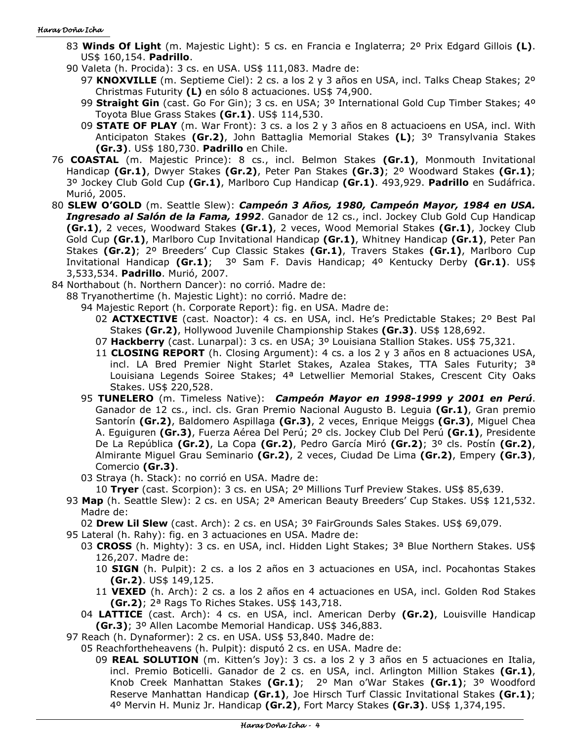- 83 **Winds Of Light** (m. Majestic Light): 5 cs. en Francia e Inglaterra; 2º Prix Edgard Gillois **(L)**. US$ 160,154. **Padrillo**.
- 90 Valeta (h. Procida): 3 cs. en USA. US$ 111,083. Madre de:
  - 97 **KNOXVILLE** (m. Septieme Ciel): 2 cs. a los 2 y 3 años en USA, incl. Talks Cheap Stakes; 2º Christmas Futurity **(L)** en sólo 8 actuaciones. US$ 74,900.
  - 99 **Straight Gin** (cast. Go For Gin); 3 cs. en USA; 3º International Gold Cup Timber Stakes; 4º Toyota Blue Grass Stakes **(Gr.1)**. US$ 114,530.
  - 09 **STATE OF PLAY** (m. War Front): 3 cs. a los 2 y 3 años en 8 actuacioens en USA, incl. With Anticipaton Stakes **(Gr.2)**, John Battaglia Memorial Stakes **(L)**; 3º Transylvania Stakes **(Gr.3)**. US$ 180,730. **Padrillo** en Chile.
- 76 **COASTAL** (m. Majestic Prince): 8 cs., incl. Belmon Stakes **(Gr.1)**, Monmouth Invitational Handicap **(Gr.1)**, Dwyer Stakes **(Gr.2)**, Peter Pan Stakes **(Gr.3)**; 2º Woodward Stakes **(Gr.1)**; 3º Jockey Club Gold Cup **(Gr.1)**, Marlboro Cup Handicap **(Gr.1)**. 493,929. **Padrillo** en Sudáfrica. Murió, 2005.
- 80 **SLEW O'GOLD** (m. Seattle Slew): ***Campeón 3 Años, 1980, Campeón Mayor, 1984 en USA. Ingresado al Salón de la Fama, 1992***. Ganador de 12 cs., incl. Jockey Club Gold Cup Handicap **(Gr.1)**, 2 veces, Woodward Stakes **(Gr.1)**, 2 veces, Wood Memorial Stakes **(Gr.1)**, Jockey Club Gold Cup **(Gr.1)**, Marlboro Cup Invitational Handicap **(Gr.1)**, Whitney Handicap **(Gr.1)**, Peter Pan Stakes **(Gr.2)**; 2º Breeders' Cup Classic Stakes **(Gr.1)**, Travers Stakes **(Gr.1)**, Marlboro Cup Invitational Handicap **(Gr.1)**; 3º Sam F. Davis Handicap; 4º Kentucky Derby **(Gr.1)**. US$ 3,533,534. **Padrillo**. Murió, 2007.
- 84 Northabout (h. Northern Dancer): no corrió. Madre de:
  - 88 Tryanothertime (h. Majestic Light): no corrió. Madre de:
    - 94 Majestic Report (h. Corporate Report): fig. en USA. Madre de:
      - 02 **ACTXECTIVE** (cast. Noactor): 4 cs. en USA, incl. He's Predictable Stakes; 2º Best Pal Stakes **(Gr.2)**, Hollywood Juvenile Championship Stakes **(Gr.3)**. US$ 128,692.
      - 07 **Hackberry** (cast. Lunarpal): 3 cs. en USA; 3º Louisiana Stallion Stakes. US$ 75,321.
      - 11 **CLOSING REPORT** (h. Closing Argument): 4 cs. a los 2 y 3 años en 8 actuaciones USA, incl. LA Bred Premier Night Starlet Stakes, Azalea Stakes, TTA Sales Futurity; 3ª Louisiana Legends Soiree Stakes; 4ª Letwellier Memorial Stakes, Crescent City Oaks Stakes. US$ 220,528.
    - 95 **TUNELERO** (m. Timeless Native): ***Campeón Mayor en 1998-1999 y 2001 en Perú***. Ganador de 12 cs., incl. cls. Gran Premio Nacional Augusto B. Leguia **(Gr.1)**, Gran premio Santorín **(Gr.2)**, Baldomero Aspillaga **(Gr.3)**, 2 veces, Enrique Meiggs **(Gr.3)**, Miguel Chea A. Eguiguren **(Gr.3)**, Fuerza Aérea Del Perú; 2º cls. Jockey Club Del Perú **(Gr.1)**, Presidente De La República **(Gr.2)**, La Copa **(Gr.2)**, Pedro García Miró **(Gr.2)**; 3º cls. Postín **(Gr.2)**, Almirante Miguel Grau Seminario **(Gr.2)**, 2 veces, Ciudad De Lima **(Gr.2)**, Empery **(Gr.3)**, Comercio **(Gr.3)**.
    - 03 Straya (h. Stack): no corrió en USA. Madre de:
      - 10 **Tryer** (cast. Scorpion): 3 cs. en USA; 2º Millions Turf Preview Stakes. US$ 85,639.
  - 93 **Map** (h. Seattle Slew): 2 cs. en USA; 2ª American Beauty Breeders' Cup Stakes. US$ 121,532. Madre de:
    - 02 **Drew Lil Slew** (cast. Arch): 2 cs. en USA; 3º FairGrounds Sales Stakes. US$ 69,079.
  - 95 Lateral (h. Rahy): fig. en 3 actuaciones en USA. Madre de:
    - 03 **CROSS** (h. Mighty): 3 cs. en USA, incl. Hidden Light Stakes; 3ª Blue Northern Stakes. US$ 126,207. Madre de:
      - 10 **SIGN** (h. Pulpit): 2 cs. a los 2 años en 3 actuaciones en USA, incl. Pocahontas Stakes **(Gr.2)**. US$ 149,125.
      - 11 **VEXED** (h. Arch): 2 cs. a los 2 años en 4 actuaciones en USA, incl. Golden Rod Stakes **(Gr.2)**; 2ª Rags To Riches Stakes. US$ 143,718.
    - 04 **LATTICE** (cast. Arch): 4 cs. en USA, incl. American Derby **(Gr.2)**, Louisville Handicap **(Gr.3)**; 3º Allen Lacombe Memorial Handicap. US$ 346,883.
  - 97 Reach (h. Dynaformer): 2 cs. en USA. US$ 53,840. Madre de:
    - 05 Reachfortheheavens (h. Pulpit): disputó 2 cs. en USA. Madre de:
      - 09 **REAL SOLUTION** (m. Kitten's Joy): 3 cs. a los 2 y 3 años en 5 actuaciones en Italia, incl. Premio Boticelli. Ganador de 2 cs. en USA, incl. Arlington Million Stakes **(Gr.1)**, Knob Creek Manhattan Stakes **(Gr.1)**; 2º Man o'War Stakes **(Gr.1)**; 3º Woodford Reserve Manhattan Handicap **(Gr.1)**, Joe Hirsch Turf Classic Invitational Stakes **(Gr.1)**; 4º Mervin H. Muniz Jr. Handicap **(Gr.2)**, Fort Marcy Stakes **(Gr.3)**. US$ 1,374,195.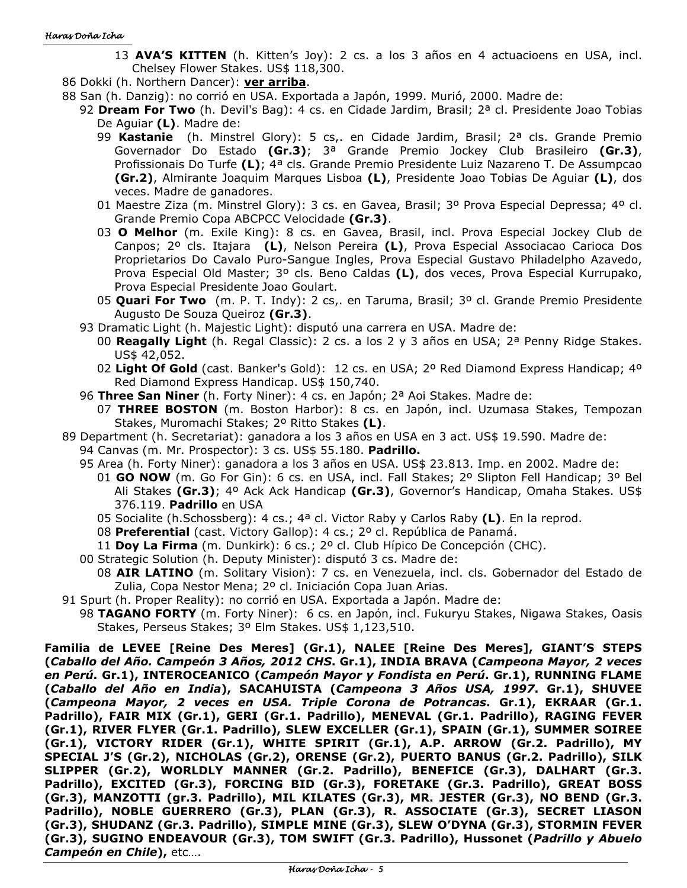13 **AVA'S KITTEN** (h. Kitten's Joy): 2 cs. a los 3 años en 4 actuacioens en USA, incl. Chelsey Flower Stakes. US$ 118,300.

86 Dokki (h. Northern Dancer): **ver arriba**.

88 San (h. Danzig): no corrió en USA. Exportada a Japón, 1999. Murió, 2000. Madre de:

92 **Dream For Two** (h. Devil's Bag): 4 cs. en Cidade Jardim, Brasil; 2ª cl. Presidente Joao Tobias De Aguiar **(L)**. Madre de:

99 **Kastanie** (h. Minstrel Glory): 5 cs,. en Cidade Jardim, Brasil; 2ª cls. Grande Premio Governador Do Estado **(Gr.3)**; 3ª Grande Premio Jockey Club Brasileiro **(Gr.3)**, Profissionais Do Turfe **(L)**; 4ª cls. Grande Premio Presidente Luiz Nazareno T. De Assumpcao **(Gr.2)**, Almirante Joaquim Marques Lisboa **(L)**, Presidente Joao Tobias De Aguiar **(L)**, dos veces. Madre de ganadores.

01 Maestre Ziza (m. Minstrel Glory): 3 cs. en Gavea, Brasil; 3º Prova Especial Depressa; 4º cl. Grande Premio Copa ABCPCC Velocidade **(Gr.3)**.

03 **O Melhor** (m. Exile King): 8 cs. en Gavea, Brasil, incl. Prova Especial Jockey Club de Canpos; 2º cls. Itajara **(L)**, Nelson Pereira **(L)**, Prova Especial Associacao Carioca Dos Proprietarios Do Cavalo Puro-Sangue Ingles, Prova Especial Gustavo Philadelpho Azavedo, Prova Especial Old Master; 3º cls. Beno Caldas **(L)**, dos veces, Prova Especial Kurrupako, Prova Especial Presidente Joao Goulart.

05 **Quari For Two** (m. P. T. Indy): 2 cs,. en Taruma, Brasil; 3º cl. Grande Premio Presidente Augusto De Souza Queiroz **(Gr.3)**.

93 Dramatic Light (h. Majestic Light): disputó una carrera en USA. Madre de:

00 **Reagally Light** (h. Regal Classic): 2 cs. a los 2 y 3 años en USA; 2ª Penny Ridge Stakes. US$ 42,052.

02 **Light Of Gold** (cast. Banker's Gold): 12 cs. en USA; 2º Red Diamond Express Handicap; 4º Red Diamond Express Handicap. US$ 150,740.

96 **Three San Niner** (h. Forty Niner): 4 cs. en Japón; 2ª Aoi Stakes. Madre de:

07 **THREE BOSTON** (m. Boston Harbor): 8 cs. en Japón, incl. Uzumasa Stakes, Tempozan Stakes, Muromachi Stakes; 2º Ritto Stakes **(L)**.

89 Department (h. Secretariat): ganadora a los 3 años en USA en 3 act. US$ 19.590. Madre de:

94 Canvas (m. Mr. Prospector): 3 cs. US$ 55.180. **Padrillo.**

95 Area (h. Forty Niner): ganadora a los 3 años en USA. US$ 23.813. Imp. en 2002. Madre de:

01 **GO NOW** (m. Go For Gin): 6 cs. en USA, incl. Fall Stakes; 2º Slipton Fell Handicap; 3º Bel Ali Stakes **(Gr.3)**; 4º Ack Ack Handicap **(Gr.3)**, Governor's Handicap, Omaha Stakes. US$ 376.119. **Padrillo** en USA

05 Socialite (h.Schossberg): 4 cs.; 4ª cl. Victor Raby y Carlos Raby **(L)**. En la reprod.

08 **Preferential** (cast. Victory Gallop): 4 cs.; 2º cl. República de Panamá.

11 **Doy La Firma** (m. Dunkirk): 6 cs.; 2º cl. Club Hípico De Concepción (CHC).

00 Strategic Solution (h. Deputy Minister): disputó 3 cs. Madre de:

08 **AIR LATINO** (m. Solitary Vision): 7 cs. en Venezuela, incl. cls. Gobernador del Estado de Zulia, Copa Nestor Mena; 2º cl. Iniciación Copa Juan Arias.

91 Spurt (h. Proper Reality): no corrió en USA. Exportada a Japón. Madre de:

98 **TAGANO FORTY** (m. Forty Niner): 6 cs. en Japón, incl. Fukuryu Stakes, Nigawa Stakes, Oasis Stakes, Perseus Stakes; 3º Elm Stakes. US$ 1,123,510.

**Familia de LEVEE [Reine Des Meres] (Gr.1), NALEE [Reine Des Meres], GIANT'S STEPS (*Caballo del Año. Campeón 3 Años, 2012 CHS*. Gr.1), INDIA BRAVA (*Campeona Mayor, 2 veces en Perú*. Gr.1), INTEROCEANICO (*Campeón Mayor y Fondista en Perú*. Gr.1), RUNNING FLAME (*Caballo del Año en India*), SACAHUISTA (*Campeona 3 Años USA, 1997*. Gr.1), SHUVEE (*Campeona Mayor, 2 veces en USA. Triple Corona de Potrancas*. Gr.1), EKRAAR (Gr.1. Padrillo), FAIR MIX (Gr.1), GERI (Gr.1. Padrillo), MENEVAL (Gr.1. Padrillo), RAGING FEVER (Gr.1), RIVER FLYER (Gr.1. Padrillo), SLEW EXCELLER (Gr.1), SPAIN (Gr.1), SUMMER SOIREE (Gr.1), VICTORY RIDER (Gr.1), WHITE SPIRIT (Gr.1), A.P. ARROW (Gr.2. Padrillo), MY SPECIAL J'S (Gr.2), NICHOLAS (Gr.2), ORENSE (Gr.2), PUERTO BANUS (Gr.2. Padrillo), SILK SLIPPER (Gr.2), WORLDLY MANNER (Gr.2. Padrillo), BENEFICE (Gr.3), DALHART (Gr.3. Padrillo), EXCITED (Gr.3), FORCING BID (Gr.3), FORETAKE (Gr.3. Padrillo), GREAT BOSS (Gr.3), MANZOTTI (gr.3. Padrillo), MIL KILATES (Gr.3), MR. JESTER (Gr.3), NO BEND (Gr.3. Padrillo), NOBLE GUERRERO (Gr.3), PLAN (Gr.3), R. ASSOCIATE (Gr.3), SECRET LIASON (Gr.3), SHUDANZ (Gr.3. Padrillo), SIMPLE MINE (Gr.3), SLEW O'DYNA (Gr.3), STORMIN FEVER (Gr.3), SUGINO ENDEAVOUR (Gr.3), TOM SWIFT (Gr.3. Padrillo), Hussonet (*Padrillo y Abuelo Campeón en Chile*),** etc….